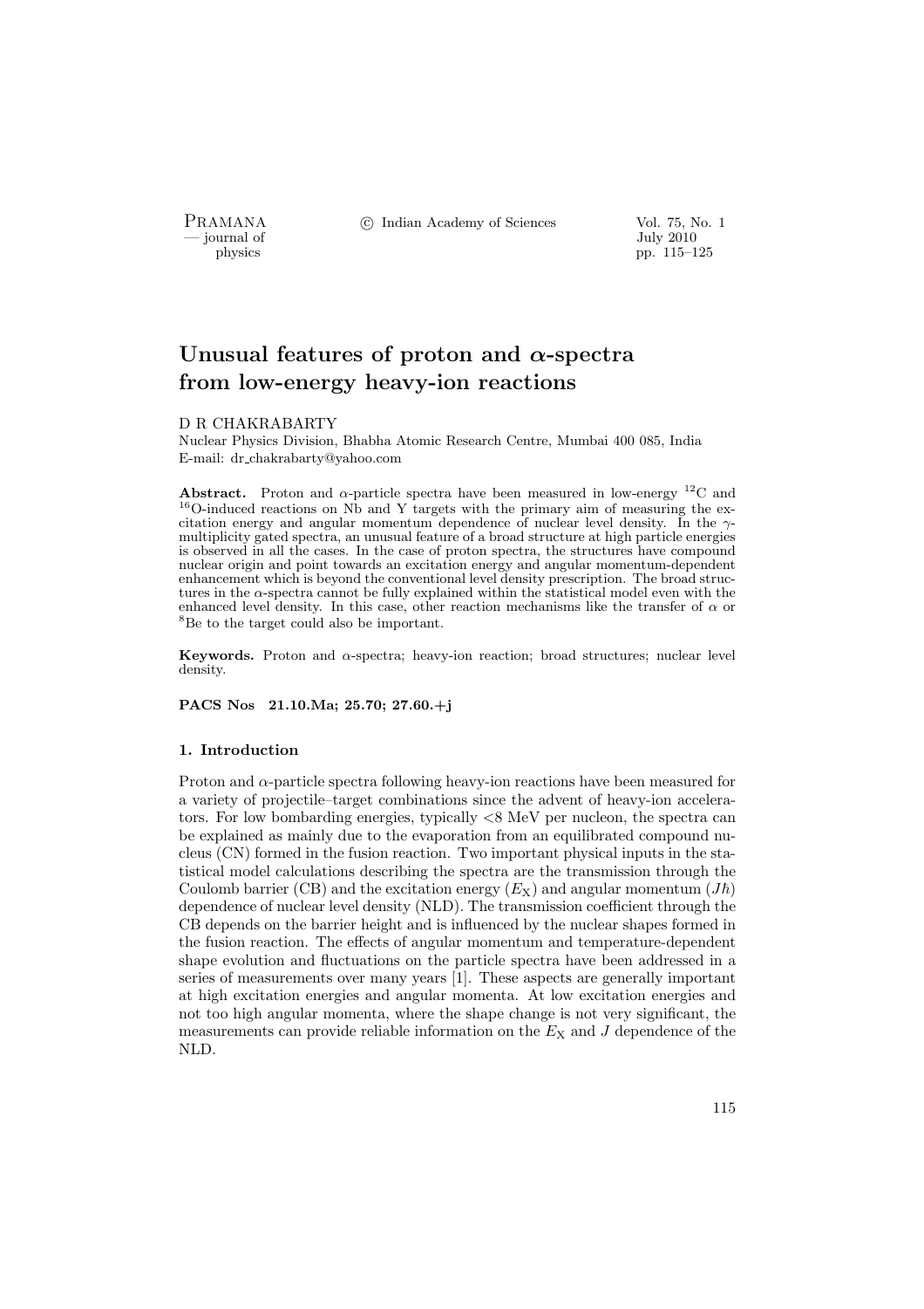# Unusual features of proton and $\alpha$-spectra from low-energy heavy-ion reactions

D R CHAKRABARTY

Nuclear Physics Division, Bhabha Atomic Research Centre, Mumbai 400 085, India

E-mail: dr_chakrabarty@yahoo.com

**Abstract.** Proton and $\alpha$-particle spectra have been measured in low-energy $^{12}$C and $^{16}$O-induced reactions on Nb and Y targets with the primary aim of measuring the excitation energy and angular momentum dependence of nuclear level density. In the $\gamma$-multiplicity gated spectra, an unusual feature of a broad structure at high particle energies is observed in all the cases. In the case of proton spectra, the structures have compound nuclear origin and point towards an excitation energy and angular momentum-dependent enhancement which is beyond the conventional level density prescription. The broad structures in the $\alpha$-spectra cannot be fully explained within the statistical model even with the enhanced level density. In this case, other reaction mechanisms like the transfer of $\alpha$ or $^{8}$Be to the target could also be important.

**Keywords.** Proton and $\alpha$-spectra; heavy-ion reaction; broad structures; nuclear level density.

**PACS Nos** 21.10.Ma; 25.70; 27.60.+j

## 1. Introduction

Proton and $\alpha$-particle spectra following heavy-ion reactions have been measured for a variety of projectile–target combinations since the advent of heavy-ion accelerators. For low bombarding energies, typically <8 MeV per nucleon, the spectra can be explained as mainly due to the evaporation from an equilibrated compound nucleus (CN) formed in the fusion reaction. Two important physical inputs in the statistical model calculations describing the spectra are the transmission through the Coulomb barrier (CB) and the excitation energy ($E_{\rm X}$) and angular momentum ($J\hbar$) dependence of nuclear level density (NLD). The transmission coefficient through the CB depends on the barrier height and is influenced by the nuclear shapes formed in the fusion reaction. The effects of angular momentum and temperature-dependent shape evolution and fluctuations on the particle spectra have been addressed in a series of measurements over many years [1]. These aspects are generally important at high excitation energies and angular momenta. At low excitation energies and not too high angular momenta, where the shape change is not very significant, the measurements can provide reliable information on the $E_{\rm X}$ and $J$ dependence of the NLD.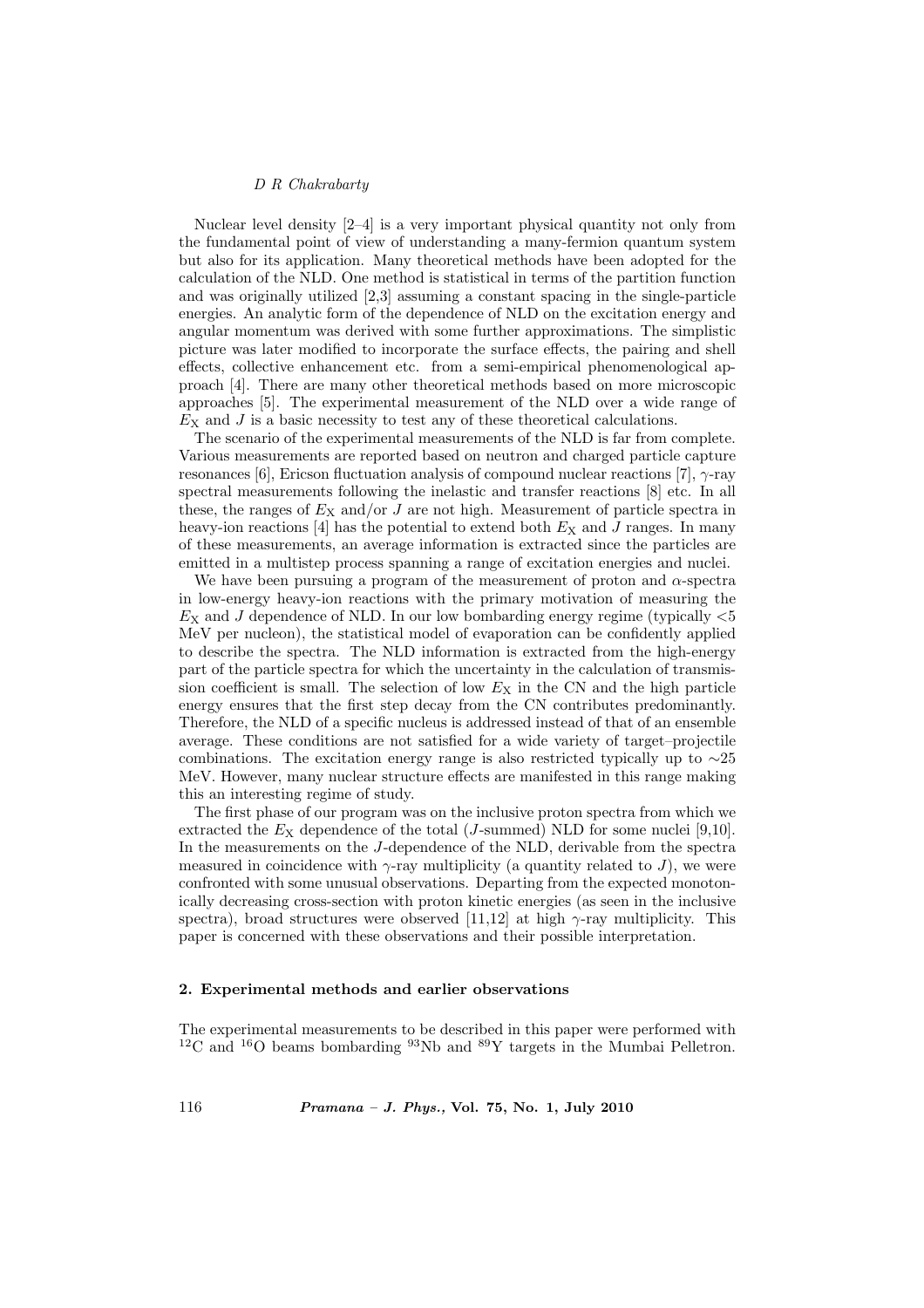Nuclear level density [2–4] is a very important physical quantity not only from the fundamental point of view of understanding a many-fermion quantum system but also for its application. Many theoretical methods have been adopted for the calculation of the NLD. One method is statistical in terms of the partition function and was originally utilized [2,3] assuming a constant spacing in the single-particle energies. An analytic form of the dependence of NLD on the excitation energy and angular momentum was derived with some further approximations. The simplistic picture was later modified to incorporate the surface effects, the pairing and shell effects, collective enhancement etc. from a semi-empirical phenomenological approach [4]. There are many other theoretical methods based on more microscopic approaches [5]. The experimental measurement of the NLD over a wide range of $E_X$ and $J$ is a basic necessity to test any of these theoretical calculations.

The scenario of the experimental measurements of the NLD is far from complete. Various measurements are reported based on neutron and charged particle capture resonances [6], Ericson fluctuation analysis of compound nuclear reactions [7], $\gamma$-ray spectral measurements following the inelastic and transfer reactions [8] etc. In all these, the ranges of $E_X$ and/or $J$ are not high. Measurement of particle spectra in heavy-ion reactions [4] has the potential to extend both $E_X$ and $J$ ranges. In many of these measurements, an average information is extracted since the particles are emitted in a multistep process spanning a range of excitation energies and nuclei.

We have been pursuing a program of the measurement of proton and $\alpha$-spectra in low-energy heavy-ion reactions with the primary motivation of measuring the $E_X$ and $J$ dependence of NLD. In our low bombarding energy regime (typically $<5$ MeV per nucleon), the statistical model of evaporation can be confidently applied to describe the spectra. The NLD information is extracted from the high-energy part of the particle spectra for which the uncertainty in the calculation of transmission coefficient is small. The selection of low $E_X$ in the CN and the high particle energy ensures that the first step decay from the CN contributes predominantly. Therefore, the NLD of a specific nucleus is addressed instead of that of an ensemble average. These conditions are not satisfied for a wide variety of target–projectile combinations. The excitation energy range is also restricted typically up to $\sim$25 MeV. However, many nuclear structure effects are manifested in this range making this an interesting regime of study.

The first phase of our program was on the inclusive proton spectra from which we extracted the $E_X$ dependence of the total ($J$-summed) NLD for some nuclei [9,10]. In the measurements on the $J$-dependence of the NLD, derivable from the spectra measured in coincidence with $\gamma$-ray multiplicity (a quantity related to $J$), we were confronted with some unusual observations. Departing from the expected monotonically decreasing cross-section with proton kinetic energies (as seen in the inclusive spectra), broad structures were observed [11,12] at high $\gamma$-ray multiplicity. This paper is concerned with these observations and their possible interpretation.

## 2. Experimental methods and earlier observations

The experimental measurements to be described in this paper were performed with $^{12}$C and $^{16}$O beams bombarding $^{93}$Nb and $^{89}$Y targets in the Mumbai Pelletron.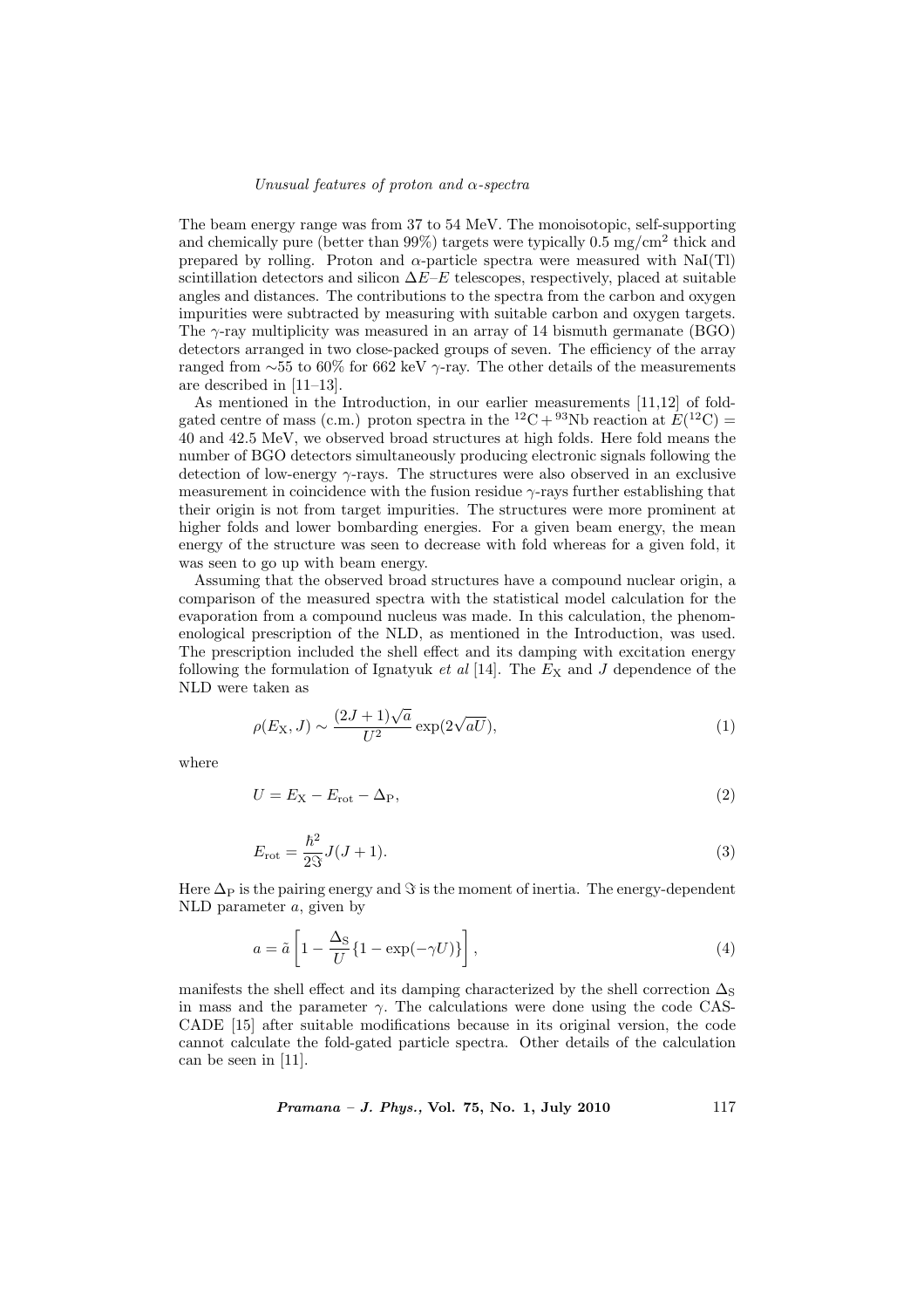The beam energy range was from 37 to 54 MeV. The monoisotopic, self-supporting and chemically pure (better than 99%) targets were typically 0.5 mg/cm$^2$ thick and prepared by rolling. Proton and $\alpha$-particle spectra were measured with NaI(Tl) scintillation detectors and silicon $\Delta E$–$E$ telescopes, respectively, placed at suitable angles and distances. The contributions to the spectra from the carbon and oxygen impurities were subtracted by measuring with suitable carbon and oxygen targets. The $\gamma$-ray multiplicity was measured in an array of 14 bismuth germanate (BGO) detectors arranged in two close-packed groups of seven. The efficiency of the array ranged from ∼55 to 60% for 662 keV $\gamma$-ray. The other details of the measurements are described in [11–13].

As mentioned in the Introduction, in our earlier measurements [11,12] of fold-gated centre of mass (c.m.) proton spectra in the $^{12}$C + $^{93}$Nb reaction at $E(^{12}\mathrm{C}) =$ 40 and 42.5 MeV, we observed broad structures at high folds. Here fold means the number of BGO detectors simultaneously producing electronic signals following the detection of low-energy $\gamma$-rays. The structures were also observed in an exclusive measurement in coincidence with the fusion residue $\gamma$-rays further establishing that their origin is not from target impurities. The structures were more prominent at higher folds and lower bombarding energies. For a given beam energy, the mean energy of the structure was seen to decrease with fold whereas for a given fold, it was seen to go up with beam energy.

Assuming that the observed broad structures have a compound nuclear origin, a comparison of the measured spectra with the statistical model calculation for the evaporation from a compound nucleus was made. In this calculation, the phenomenological prescription of the NLD, as mentioned in the Introduction, was used. The prescription included the shell effect and its damping with excitation energy following the formulation of Ignatyuk *et al* [14]. The $E_\mathrm{X}$ and $J$ dependence of the NLD were taken as

$$\rho(E_\mathrm{X}, J) \sim \frac{(2J+1)\sqrt{a}}{U^2} \exp(2\sqrt{aU}), \tag{1}$$

where

$$U = E_\mathrm{X} - E_\mathrm{rot} - \Delta_\mathrm{P}, \tag{2}$$

$$E_\mathrm{rot} = \frac{\hbar^2}{2\Im} J(J+1). \tag{3}$$

Here $\Delta_\mathrm{P}$ is the pairing energy and $\Im$ is the moment of inertia. The energy-dependent NLD parameter $a$, given by

$$a = \tilde{a}\left[1 - \frac{\Delta_\mathrm{S}}{U}\{1 - \exp(-\gamma U)\}\right], \tag{4}$$

manifests the shell effect and its damping characterized by the shell correction $\Delta_\mathrm{S}$ in mass and the parameter $\gamma$. The calculations were done using the code CASCADE [15] after suitable modifications because in its original version, the code cannot calculate the fold-gated particle spectra. Other details of the calculation can be seen in [11].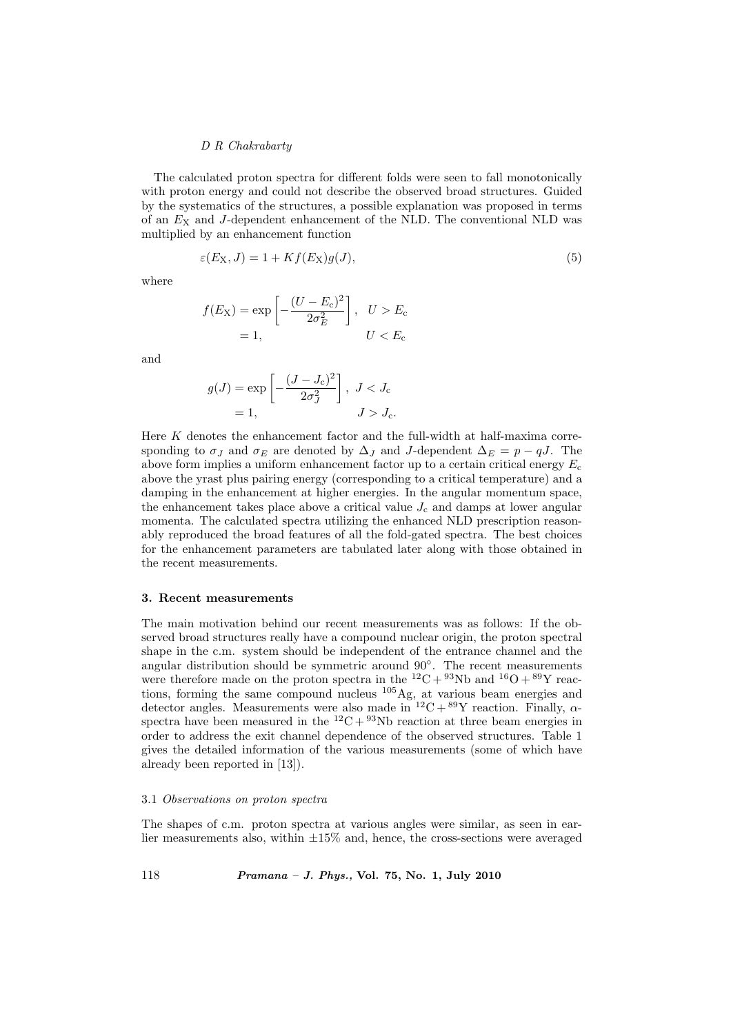The calculated proton spectra for different folds were seen to fall monotonically with proton energy and could not describe the observed broad structures. Guided by the systematics of the structures, a possible explanation was proposed in terms of an $E_{\mathrm{X}}$ and $J$-dependent enhancement of the NLD. The conventional NLD was multiplied by an enhancement function

$$\varepsilon(E_{\mathrm{X}}, J) = 1 + K f(E_{\mathrm{X}}) g(J), \tag{5}$$

where

$$f(E_{\mathrm{X}}) = \exp\left[-\frac{(U - E_{\mathrm{c}})^2}{2\sigma_E^2}\right], \quad U > E_{\mathrm{c}}$$
$$= 1, \qquad U < E_{\mathrm{c}}$$

and

$$g(J) = \exp\left[-\frac{(J - J_{\mathrm{c}})^2}{2\sigma_J^2}\right], \quad J < J_{\mathrm{c}}$$
$$= 1, \qquad J > J_{\mathrm{c}}.$$

Here $K$ denotes the enhancement factor and the full-width at half-maxima corresponding to $\sigma_J$ and $\sigma_E$ are denoted by $\Delta_J$ and $J$-dependent $\Delta_E = p - qJ$. The above form implies a uniform enhancement factor up to a certain critical energy $E_{\mathrm{c}}$ above the yrast plus pairing energy (corresponding to a critical temperature) and a damping in the enhancement at higher energies. In the angular momentum space, the enhancement takes place above a critical value $J_{\mathrm{c}}$ and damps at lower angular momenta. The calculated spectra utilizing the enhanced NLD prescription reasonably reproduced the broad features of all the fold-gated spectra. The best choices for the enhancement parameters are tabulated later along with those obtained in the recent measurements.

### 3. Recent measurements

The main motivation behind our recent measurements was as follows: If the observed broad structures really have a compound nuclear origin, the proton spectral shape in the c.m. system should be independent of the entrance channel and the angular distribution should be symmetric around 90°. The recent measurements were therefore made on the proton spectra in the $^{12}\mathrm{C} + {}^{93}\mathrm{Nb}$ and $^{16}\mathrm{O} + {}^{89}\mathrm{Y}$ reactions, forming the same compound nucleus $^{105}\mathrm{Ag}$, at various beam energies and detector angles. Measurements were also made in $^{12}\mathrm{C} + {}^{89}\mathrm{Y}$ reaction. Finally, $\alpha$-spectra have been measured in the $^{12}\mathrm{C} + {}^{93}\mathrm{Nb}$ reaction at three beam energies in order to address the exit channel dependence of the observed structures. Table 1 gives the detailed information of the various measurements (some of which have already been reported in [13]).

#### 3.1 *Observations on proton spectra*

The shapes of c.m. proton spectra at various angles were similar, as seen in earlier measurements also, within ±15% and, hence, the cross-sections were averaged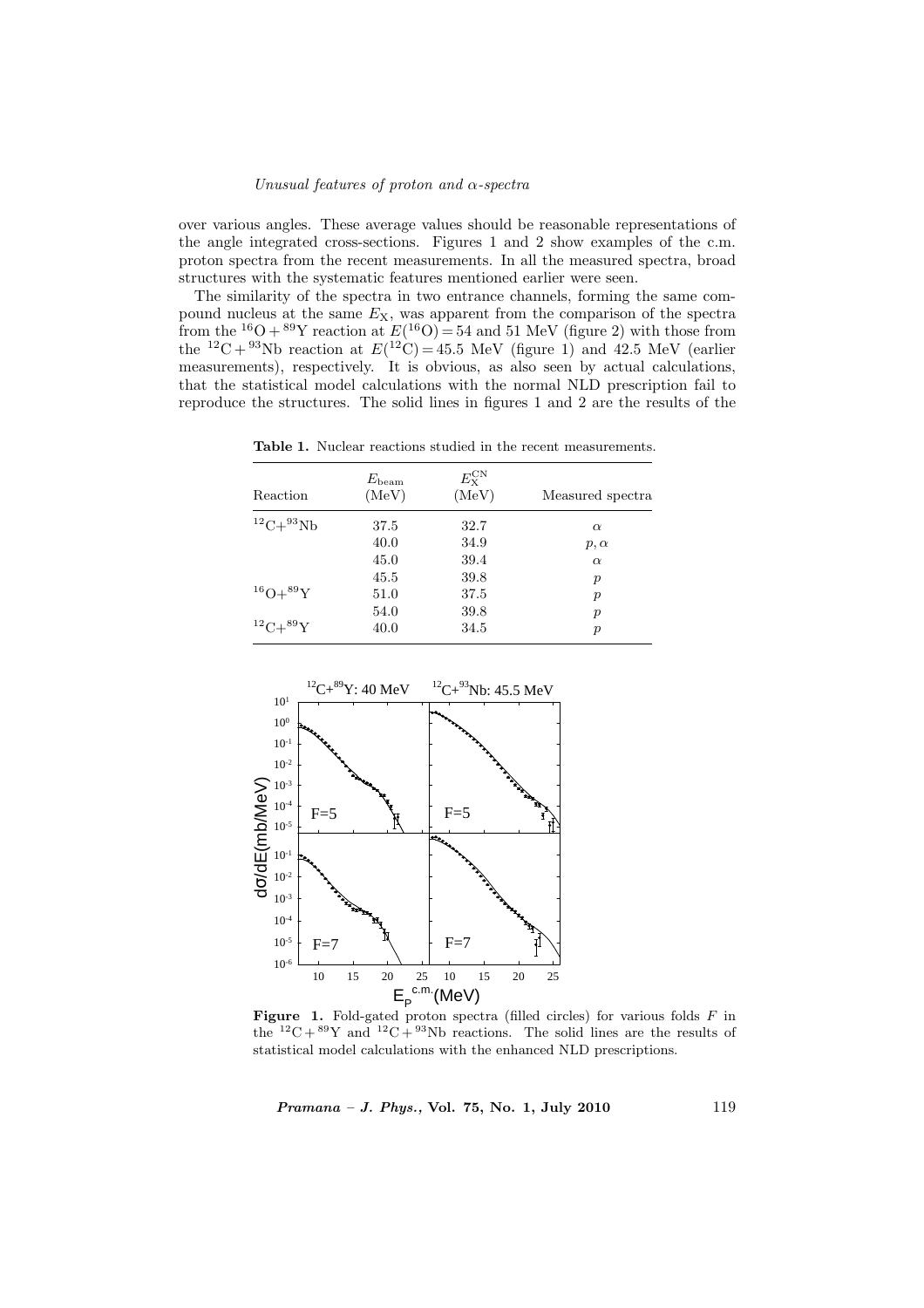over various angles. These average values should be reasonable representations of the angle integrated cross-sections. Figures 1 and 2 show examples of the c.m. proton spectra from the recent measurements. In all the measured spectra, broad structures with the systematic features mentioned earlier were seen.

The similarity of the spectra in two entrance channels, forming the same compound nucleus at the same $E_X$, was apparent from the comparison of the spectra from the $^{16}O + ^{89}Y$ reaction at $E(^{16}O) = 54$ and 51 MeV (figure 2) with those from the $^{12}C + ^{93}Nb$ reaction at $E(^{12}C) = 45.5$ MeV (figure 1) and 42.5 MeV (earlier measurements), respectively. It is obvious, as also seen by actual calculations, that the statistical model calculations with the normal NLD prescription fail to reproduce the structures. The solid lines in figures 1 and 2 are the results of the

**Table 1.** Nuclear reactions studied in the recent measurements.

| Reaction | $E_{\rm beam}$ (MeV) | $E_X^{\rm CN}$ (MeV) | Measured spectra |
|---|---|---|---|
| $^{12}C+^{93}Nb$ | 37.5 | 32.7 | $\alpha$ |
| | 40.0 | 34.9 | $p, \alpha$ |
| | 45.0 | 39.4 | $\alpha$ |
| | 45.5 | 39.8 | $p$ |
| $^{16}O+^{89}Y$ | 51.0 | 37.5 | $p$ |
| | 54.0 | 39.8 | $p$ |
| $^{12}C+^{89}Y$ | 40.0 | 34.5 | $p$ |

**Figure 1.** Fold-gated proton spectra (filled circles) for various folds $F$ in the $^{12}C + ^{89}Y$ and $^{12}C + ^{93}Nb$ reactions. The solid lines are the results of statistical model calculations with the enhanced NLD prescriptions.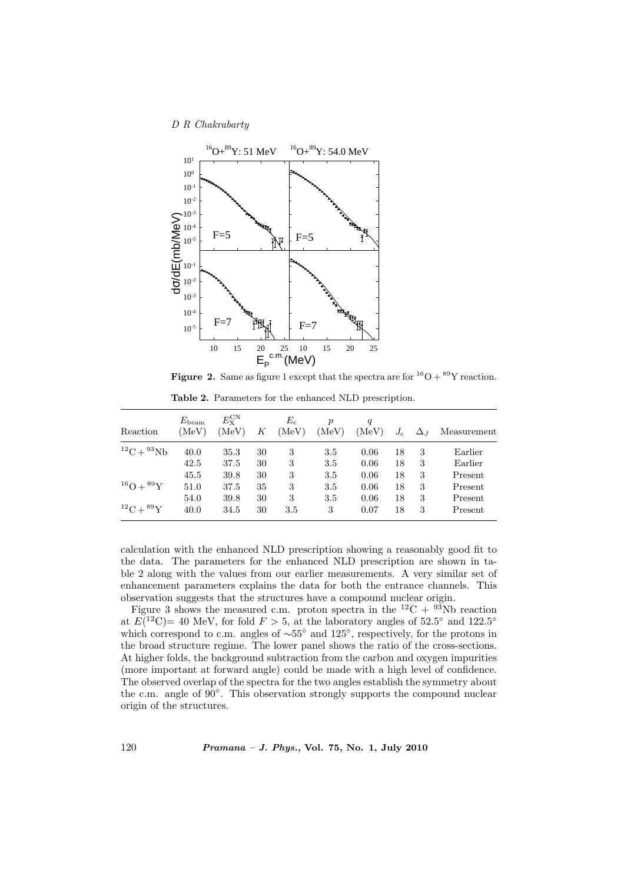**Figure 2.** Same as figure 1 except that the spectra are for $^{16}O + ^{89}Y$ reaction.

**Table 2.** Parameters for the enhanced NLD prescription.

| Reaction | $E_{beam}$ (MeV) | $E_X^{CN}$ (MeV) | $K$ | $E_c$ (MeV) | $p$ (MeV) | $q$ (MeV) | $J_c$ | $\Delta_J$ | Measurement |
|---|---|---|---|---|---|---|---|---|---|
| $^{12}C + ^{93}Nb$ | 40.0 | 35.3 | 30 | 3 | 3.5 | 0.06 | 18 | 3 | Earlier |
| | 42.5 | 37.5 | 30 | 3 | 3.5 | 0.06 | 18 | 3 | Earlier |
| | 45.5 | 39.8 | 30 | 3 | 3.5 | 0.06 | 18 | 3 | Present |
| $^{16}O + ^{89}Y$ | 51.0 | 37.5 | 35 | 3 | 3.5 | 0.06 | 18 | 3 | Present |
| | 54.0 | 39.8 | 30 | 3 | 3.5 | 0.06 | 18 | 3 | Present |
| $^{12}C + ^{89}Y$ | 40.0 | 34.5 | 30 | 3.5 | 3 | 0.07 | 18 | 3 | Present |

calculation with the enhanced NLD prescription showing a reasonably good fit to the data. The parameters for the enhanced NLD prescription are shown in table 2 along with the values from our earlier measurements. A very similar set of enhancement parameters explains the data for both the entrance channels. This observation suggests that the structures have a compound nuclear origin.

Figure 3 shows the measured c.m. proton spectra in the $^{12}C + ^{93}Nb$ reaction at $E(^{12}C) = 40$ MeV, for fold $F > 5$, at the laboratory angles of $52.5^{\circ}$ and $122.5^{\circ}$ which correspond to c.m. angles of $\sim 55^{\circ}$ and $125^{\circ}$, respectively, for the protons in the broad structure regime. The lower panel shows the ratio of the cross-sections. At higher folds, the background subtraction from the carbon and oxygen impurities (more important at forward angle) could be made with a high level of confidence. The observed overlap of the spectra for the two angles establish the symmetry about the c.m. angle of $90^{\circ}$. This observation strongly supports the compound nuclear origin of the structures.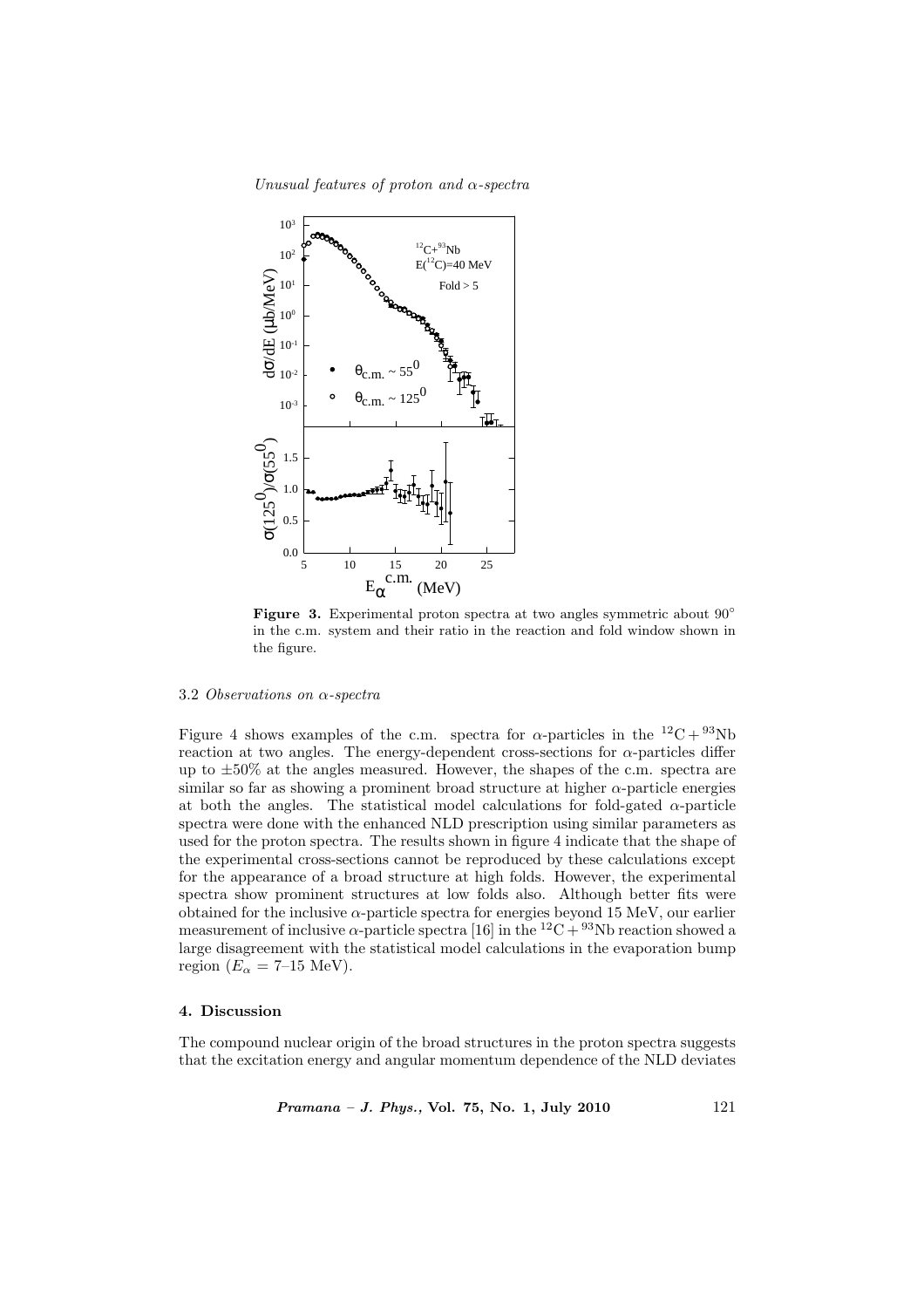**Figure 3.** Experimental proton spectra at two angles symmetric about 90° in the c.m. system and their ratio in the reaction and fold window shown in the figure.

### 3.2 *Observations on α-spectra*

Figure 4 shows examples of the c.m. spectra for α-particles in the $^{12}C + ^{93}Nb$ reaction at two angles. The energy-dependent cross-sections for α-particles differ up to ±50% at the angles measured. However, the shapes of the c.m. spectra are similar so far as showing a prominent broad structure at higher α-particle energies at both the angles. The statistical model calculations for fold-gated α-particle spectra were done with the enhanced NLD prescription using similar parameters as used for the proton spectra. The results shown in figure 4 indicate that the shape of the experimental cross-sections cannot be reproduced by these calculations except for the appearance of a broad structure at high folds. However, the experimental spectra show prominent structures at low folds also. Although better fits were obtained for the inclusive α-particle spectra for energies beyond 15 MeV, our earlier measurement of inclusive α-particle spectra [16] in the $^{12}C + ^{93}Nb$ reaction showed a large disagreement with the statistical model calculations in the evaporation bump region ($E_\alpha$ = 7–15 MeV).

## 4. Discussion

The compound nuclear origin of the broad structures in the proton spectra suggests that the excitation energy and angular momentum dependence of the NLD deviates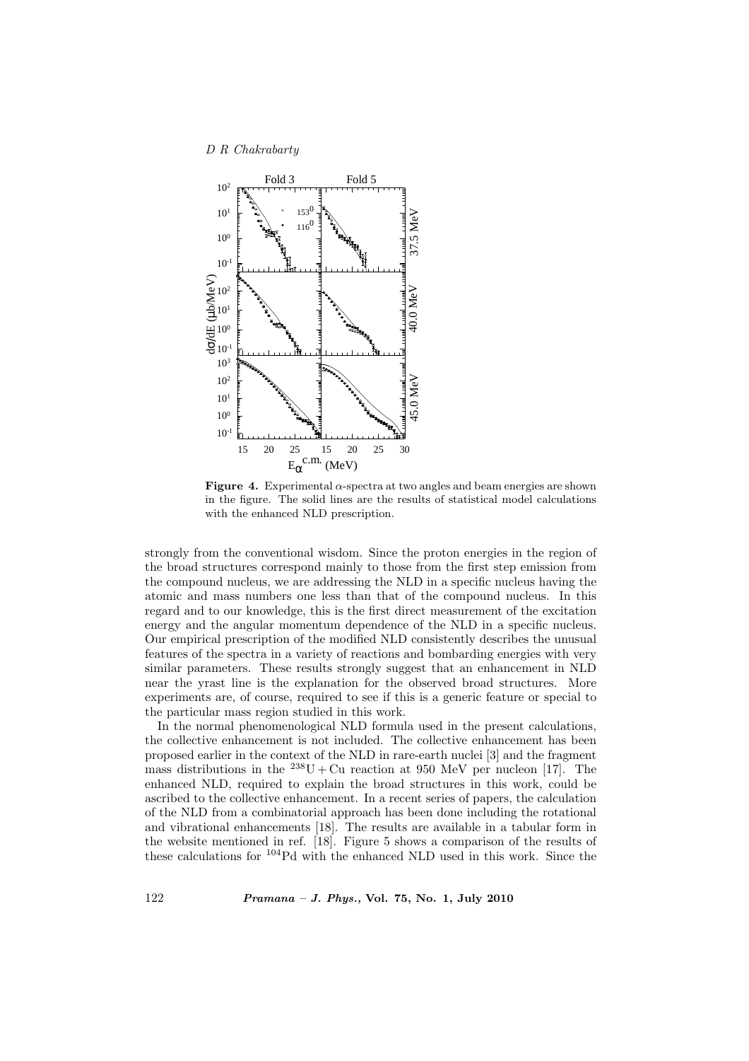**Figure 4.** Experimental $\alpha$-spectra at two angles and beam energies are shown in the figure. The solid lines are the results of statistical model calculations with the enhanced NLD prescription.

strongly from the conventional wisdom. Since the proton energies in the region of the broad structures correspond mainly to those from the first step emission from the compound nucleus, we are addressing the NLD in a specific nucleus having the atomic and mass numbers one less than that of the compound nucleus. In this regard and to our knowledge, this is the first direct measurement of the excitation energy and the angular momentum dependence of the NLD in a specific nucleus. Our empirical prescription of the modified NLD consistently describes the unusual features of the spectra in a variety of reactions and bombarding energies with very similar parameters. These results strongly suggest that an enhancement in NLD near the yrast line is the explanation for the observed broad structures. More experiments are, of course, required to see if this is a generic feature or special to the particular mass region studied in this work.

In the normal phenomenological NLD formula used in the present calculations, the collective enhancement is not included. The collective enhancement has been proposed earlier in the context of the NLD in rare-earth nuclei [3] and the fragment mass distributions in the $^{238}$U + Cu reaction at 950 MeV per nucleon [17]. The enhanced NLD, required to explain the broad structures in this work, could be ascribed to the collective enhancement. In a recent series of papers, the calculation of the NLD from a combinatorial approach has been done including the rotational and vibrational enhancements [18]. The results are available in a tabular form in the website mentioned in ref. [18]. Figure 5 shows a comparison of the results of these calculations for $^{104}$Pd with the enhanced NLD used in this work. Since the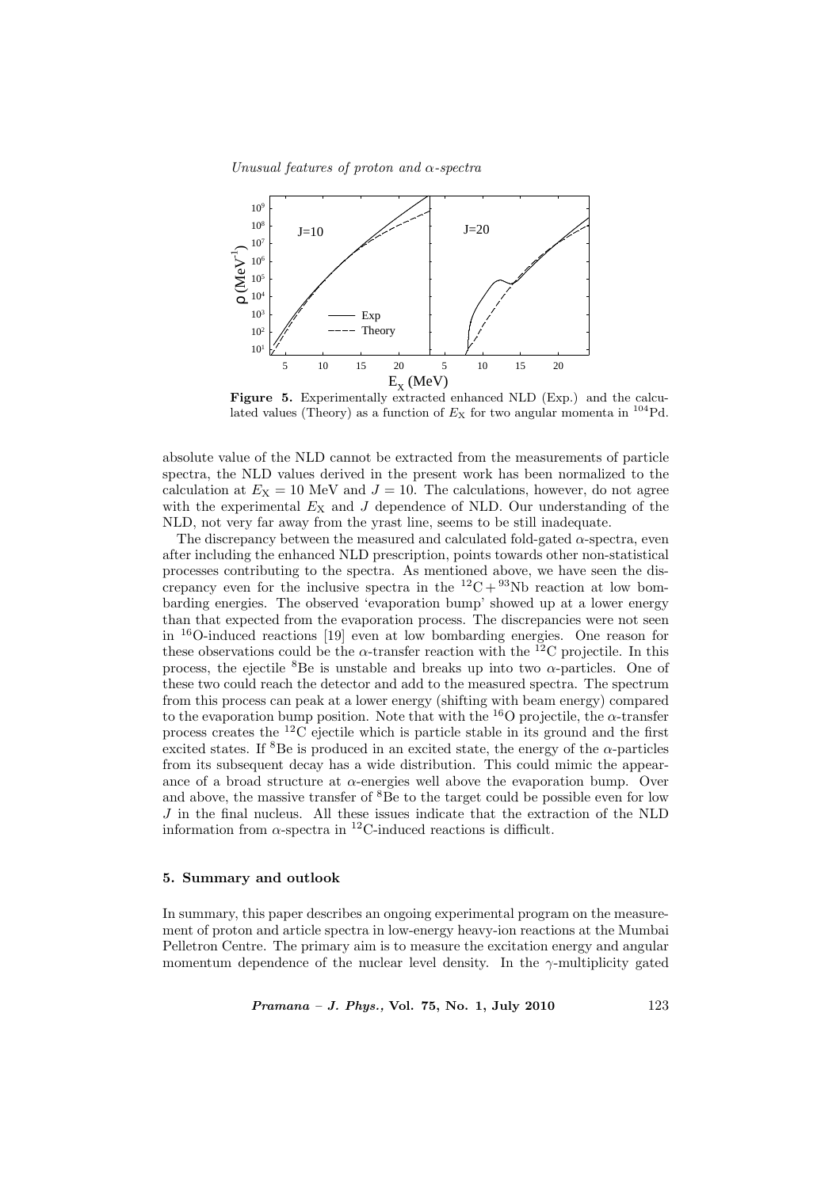**Figure 5.** Experimentally extracted enhanced NLD (Exp.) and the calculated values (Theory) as a function of $E_X$ for two angular momenta in $^{104}$Pd.

absolute value of the NLD cannot be extracted from the measurements of particle spectra, the NLD values derived in the present work has been normalized to the calculation at $E_X = 10$ MeV and $J = 10$. The calculations, however, do not agree with the experimental $E_X$ and $J$ dependence of NLD. Our understanding of the NLD, not very far away from the yrast line, seems to be still inadequate.

The discrepancy between the measured and calculated fold-gated $\alpha$-spectra, even after including the enhanced NLD prescription, points towards other non-statistical processes contributing to the spectra. As mentioned above, we have seen the discrepancy even for the inclusive spectra in the $^{12}$C + $^{93}$Nb reaction at low bombarding energies. The observed 'evaporation bump' showed up at a lower energy than that expected from the evaporation process. The discrepancies were not seen in $^{16}$O-induced reactions [19] even at low bombarding energies. One reason for these observations could be the $\alpha$-transfer reaction with the $^{12}$C projectile. In this process, the ejectile $^{8}$Be is unstable and breaks up into two $\alpha$-particles. One of these two could reach the detector and add to the measured spectra. The spectrum from this process can peak at a lower energy (shifting with beam energy) compared to the evaporation bump position. Note that with the $^{16}$O projectile, the $\alpha$-transfer process creates the $^{12}$C ejectile which is particle stable in its ground and the first excited states. If $^{8}$Be is produced in an excited state, the energy of the $\alpha$-particles from its subsequent decay has a wide distribution. This could mimic the appearance of a broad structure at $\alpha$-energies well above the evaporation bump. Over and above, the massive transfer of $^{8}$Be to the target could be possible even for low $J$ in the final nucleus. All these issues indicate that the extraction of the NLD information from $\alpha$-spectra in $^{12}$C-induced reactions is difficult.

### 5. Summary and outlook

In summary, this paper describes an ongoing experimental program on the measurement of proton and article spectra in low-energy heavy-ion reactions at the Mumbai Pelletron Centre. The primary aim is to measure the excitation energy and angular momentum dependence of the nuclear level density. In the $\gamma$-multiplicity gated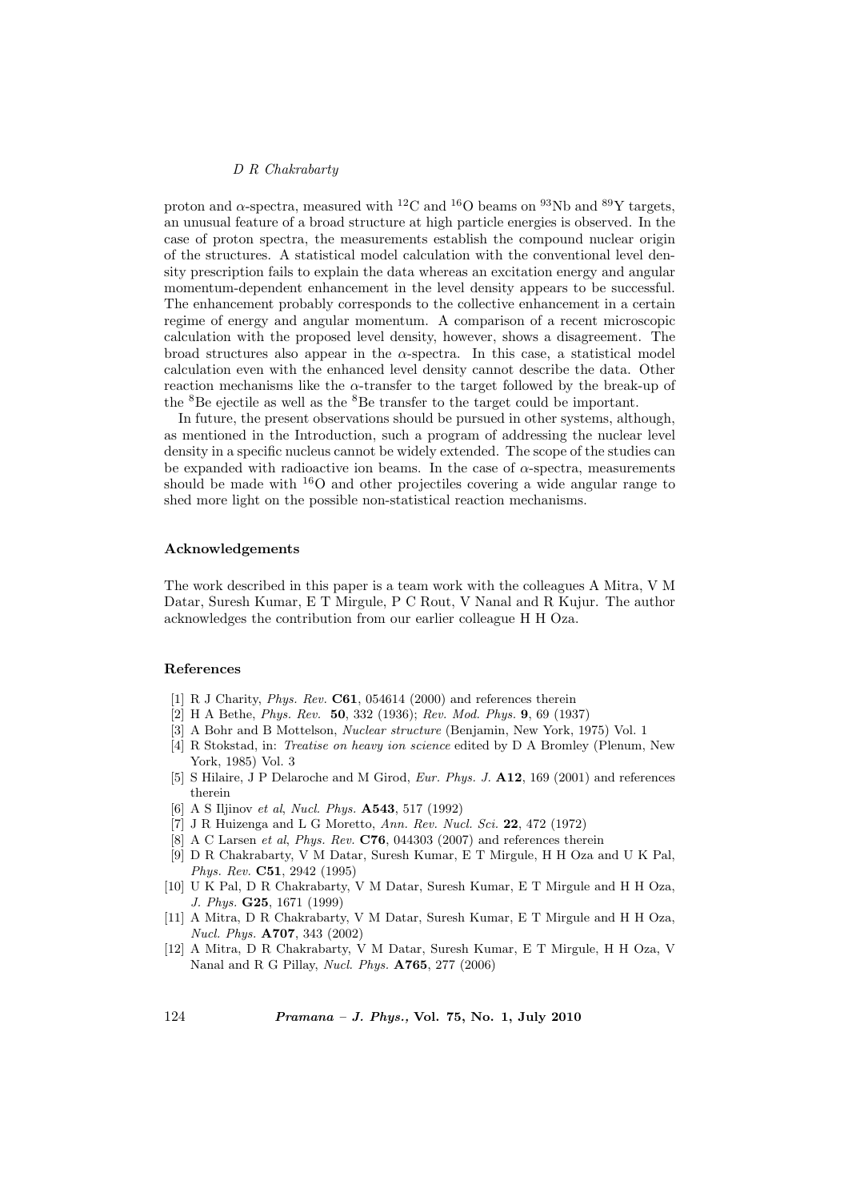proton and $\alpha$-spectra, measured with $^{12}$C and $^{16}$O beams on $^{93}$Nb and $^{89}$Y targets, an unusual feature of a broad structure at high particle energies is observed. In the case of proton spectra, the measurements establish the compound nuclear origin of the structures. A statistical model calculation with the conventional level density prescription fails to explain the data whereas an excitation energy and angular momentum-dependent enhancement in the level density appears to be successful. The enhancement probably corresponds to the collective enhancement in a certain regime of energy and angular momentum. A comparison of a recent microscopic calculation with the proposed level density, however, shows a disagreement. The broad structures also appear in the $\alpha$-spectra. In this case, a statistical model calculation even with the enhanced level density cannot describe the data. Other reaction mechanisms like the $\alpha$-transfer to the target followed by the break-up of the $^{8}$Be ejectile as well as the $^{8}$Be transfer to the target could be important.

In future, the present observations should be pursued in other systems, although, as mentioned in the Introduction, such a program of addressing the nuclear level density in a specific nucleus cannot be widely extended. The scope of the studies can be expanded with radioactive ion beams. In the case of $\alpha$-spectra, measurements should be made with $^{16}$O and other projectiles covering a wide angular range to shed more light on the possible non-statistical reaction mechanisms.

### Acknowledgements

The work described in this paper is a team work with the colleagues A Mitra, V M Datar, Suresh Kumar, E T Mirgule, P C Rout, V Nanal and R Kujur. The author acknowledges the contribution from our earlier colleague H H Oza.

### References

[1] R J Charity, *Phys. Rev.* **C61**, 054614 (2000) and references therein

[2] H A Bethe, *Phys. Rev.* **50**, 332 (1936); *Rev. Mod. Phys.* **9**, 69 (1937)

[3] A Bohr and B Mottelson, *Nuclear structure* (Benjamin, New York, 1975) Vol. 1

[4] R Stokstad, in: *Treatise on heavy ion science* edited by D A Bromley (Plenum, New York, 1985) Vol. 3

[5] S Hilaire, J P Delaroche and M Girod, *Eur. Phys. J.* **A12**, 169 (2001) and references therein

[6] A S Iljinov *et al*, *Nucl. Phys.* **A543**, 517 (1992)

[7] J R Huizenga and L G Moretto, *Ann. Rev. Nucl. Sci.* **22**, 472 (1972)

[8] A C Larsen *et al*, *Phys. Rev.* **C76**, 044303 (2007) and references therein

[9] D R Chakrabarty, V M Datar, Suresh Kumar, E T Mirgule, H H Oza and U K Pal, *Phys. Rev.* **C51**, 2942 (1995)

[10] U K Pal, D R Chakrabarty, V M Datar, Suresh Kumar, E T Mirgule and H H Oza, *J. Phys.* **G25**, 1671 (1999)

[11] A Mitra, D R Chakrabarty, V M Datar, Suresh Kumar, E T Mirgule and H H Oza, *Nucl. Phys.* **A707**, 343 (2002)

[12] A Mitra, D R Chakrabarty, V M Datar, Suresh Kumar, E T Mirgule, H H Oza, V Nanal and R G Pillay, *Nucl. Phys.* **A765**, 277 (2006)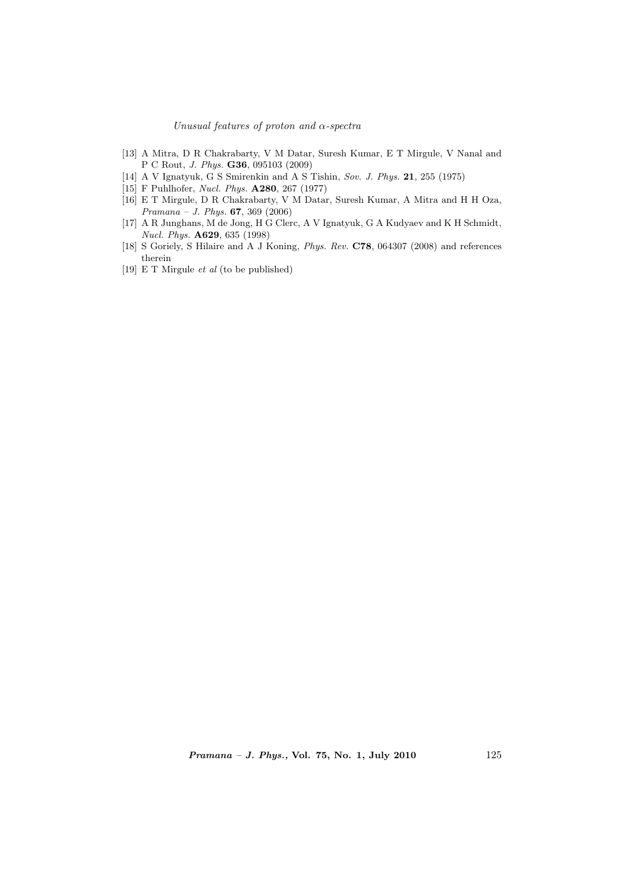[13] A Mitra, D R Chakrabarty, V M Datar, Suresh Kumar, E T Mirgule, V Nanal and P C Rout, *J. Phys.* **G36**, 095103 (2009)

[14] A V Ignatyuk, G S Smirenkin and A S Tishin, *Sov. J. Phys.* **21**, 255 (1975)

[15] F Puhlhofer, *Nucl. Phys.* **A280**, 267 (1977)

[16] E T Mirgule, D R Chakrabarty, V M Datar, Suresh Kumar, A Mitra and H H Oza, *Pramana – J. Phys.* **67**, 369 (2006)

[17] A R Junghans, M de Jong, H G Clerc, A V Ignatyuk, G A Kudyaev and K H Schmidt, *Nucl. Phys.* **A629**, 635 (1998)

[18] S Goriely, S Hilaire and A J Koning, *Phys. Rev.* **C78**, 064307 (2008) and references therein

[19] E T Mirgule *et al* (to be published)